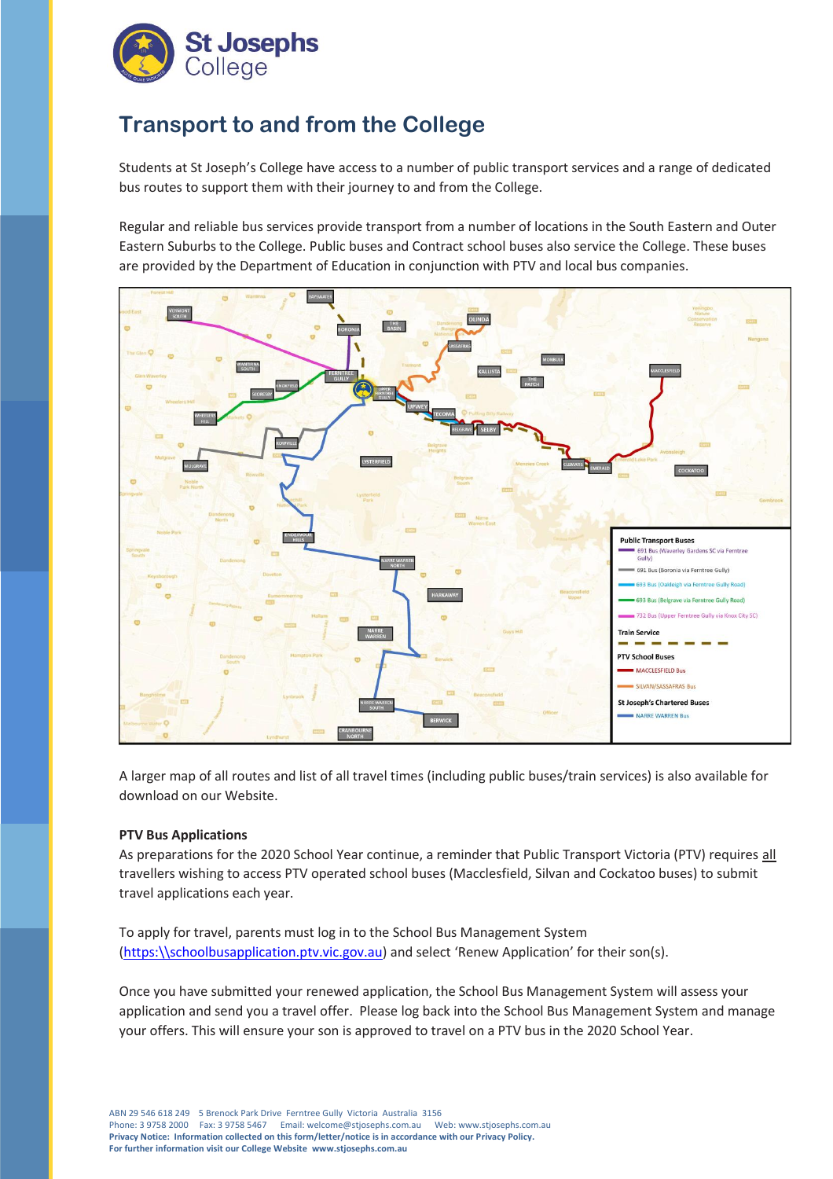# Transport to and from the College

Students at St Joseph's College have access to a number of public transport services and a range of dedicated bus routes to support them with their journey to and from the College.

Regular and reliable bus services provide transport from a number of locations in the South Eastern and Outer Eastern Suburbs to the College. Public buses and Contract school buses also service the College. These buses are provided by the Department of Education in conjunction with PTV and local bus companies.

A larger map of all routes and list of all travel times (including public buses/train services) is also available for download on our Website.

**PTV Bus Applications**

As preparations for the 2020 School Year continue, a reminder that Public Transport Victoria (PTV) requires all travellers wishing to access PTV operated school buses (Macclesfield, Silvan and Cockatoo buses) to submit travel applications each year.

To apply for travel, parents must log in to the School Bus Management System (https:\\schoolbusapplication.ptv.vic.gov.au) and select 'Renew Application' for their son(s).

Once you have submitted your renewed application, the School Bus Management System will assess your application and send you a travel offer. Please log back into the School Bus Management System and manage your offers. This will ensure your son is approved to travel on a PTV bus in the 2020 School Year.

ABN 29 546 618 249 5 Brenock Park Drive Ferntree Gully Victoria Australia 3156
Phone: 3 9758 2000 Fax: 3 9758 5467 Email: welcome@stjosephs.com.au Web: www.stjosephs.com.au
**Privacy Notice: Information collected on this form/letter/notice is in accordance with our Privacy Policy.**
**For further information visit our College Website www.stjosephs.com.au**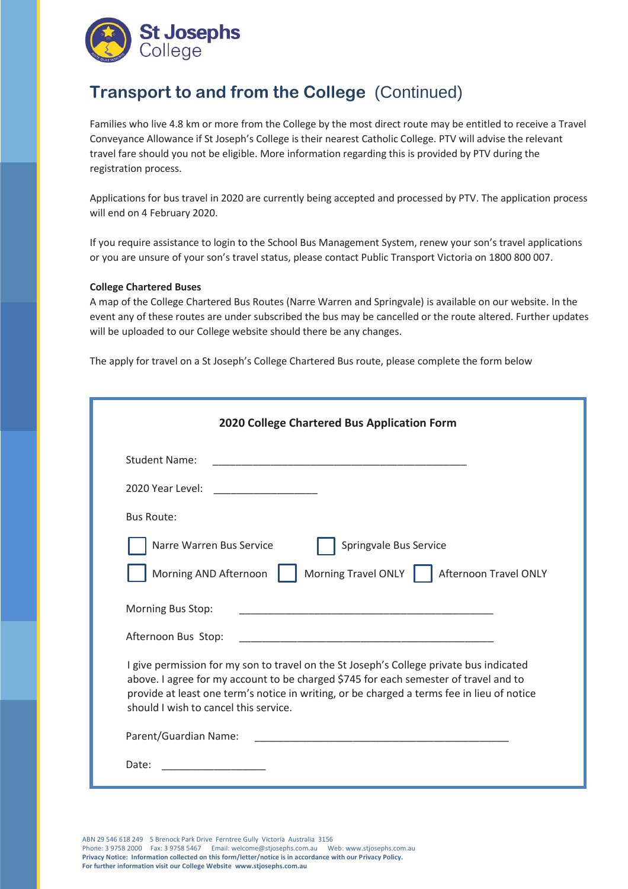St Josephs College

# Transport to and from the College (Continued)

Families who live 4.8 km or more from the College by the most direct route may be entitled to receive a Travel Conveyance Allowance if St Joseph's College is their nearest Catholic College. PTV will advise the relevant travel fare should you not be eligible. More information regarding this is provided by PTV during the registration process.

Applications for bus travel in 2020 are currently being accepted and processed by PTV. The application process will end on 4 February 2020.

If you require assistance to login to the School Bus Management System, renew your son's travel applications or you are unsure of your son's travel status, please contact Public Transport Victoria on 1800 800 007.

**College Chartered Buses**

A map of the College Chartered Bus Routes (Narre Warren and Springvale) is available on our website. In the event any of these routes are under subscribed the bus may be cancelled or the route altered. Further updates will be uploaded to our College website should there be any changes.

The apply for travel on a St Joseph's College Chartered Bus route, please complete the form below

**2020 College Chartered Bus Application Form**

Student Name: ____________________________________________

2020 Year Level: __________________

Bus Route:

☐ Narre Warren Bus Service ☐ Springvale Bus Service

☐ Morning AND Afternoon ☐ Morning Travel ONLY ☐ Afternoon Travel ONLY

Morning Bus Stop: ____________________________________________

Afternoon Bus Stop: ____________________________________________

I give permission for my son to travel on the St Joseph's College private bus indicated above. I agree for my account to be charged $745 for each semester of travel and to provide at least one term's notice in writing, or be charged a terms fee in lieu of notice should I wish to cancel this service.

Parent/Guardian Name: ____________________________________________

Date: __________________

ABN 29 546 618 249 5 Brenock Park Drive Ferntree Gully Victoria Australia 3156
Phone: 3 9758 2000 Fax: 3 9758 5467 Email: welcome@stjosephs.com.au Web: www.stjosephs.com.au
**Privacy Notice: Information collected on this form/letter/notice is in accordance with our Privacy Policy.**
**For further information visit our College Website www.stjosephs.com.au**